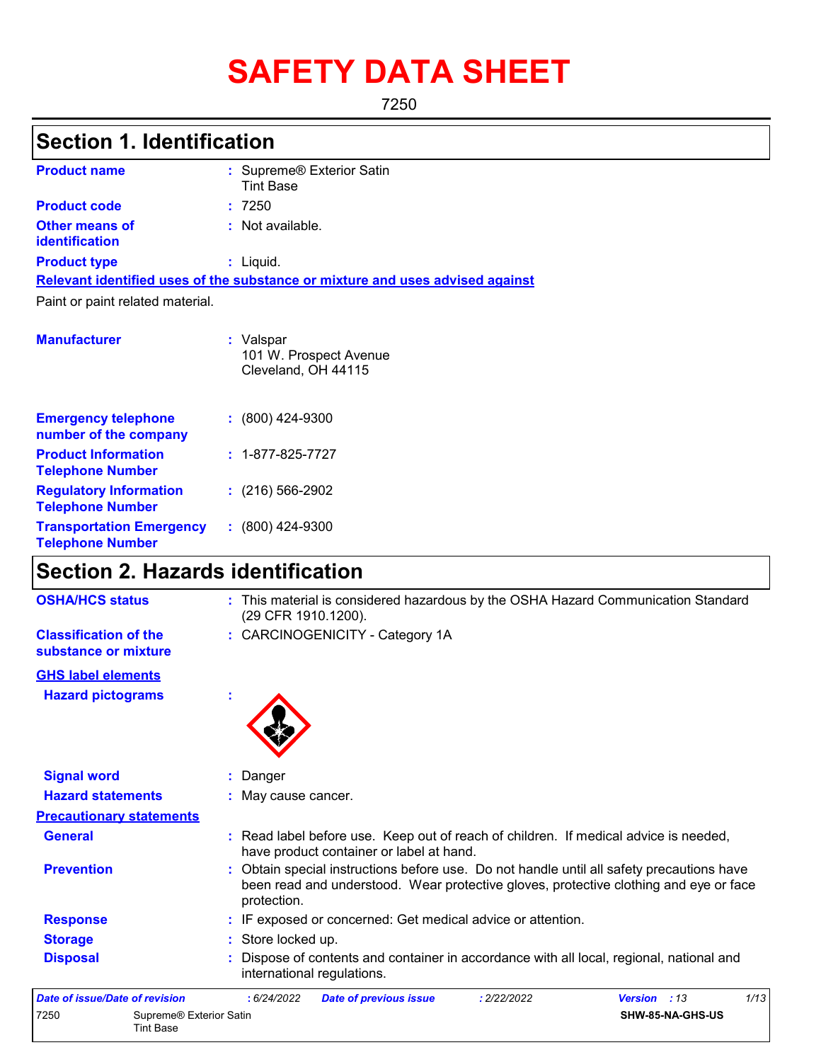# SAFETY DATA SHEET

7250

## Section 1. Identification

**Product name** : Supreme® Exterior Satin Tint Base

**Product code** : 7250

**Other means of identification** : Not available.

**Product type** : Liquid.

**Relevant identified uses of the substance or mixture and uses advised against**

Paint or paint related material.

**Manufacturer** : Valspar
101 W. Prospect Avenue
Cleveland, OH 44115

**Emergency telephone number of the company** : (800) 424-9300

**Product Information Telephone Number** : 1-877-825-7727

**Regulatory Information Telephone Number** : (216) 566-2902

**Transportation Emergency Telephone Number** : (800) 424-9300

## Section 2. Hazards identification

**OSHA/HCS status** : This material is considered hazardous by the OSHA Hazard Communication Standard (29 CFR 1910.1200).

**Classification of the substance or mixture** : CARCINOGENICITY - Category 1A

**GHS label elements**

**Hazard pictograms** :

**Signal word** : Danger

**Hazard statements** : May cause cancer.

**Precautionary statements**

**General** : Read label before use. Keep out of reach of children. If medical advice is needed, have product container or label at hand.

**Prevention** : Obtain special instructions before use. Do not handle until all safety precautions have been read and understood. Wear protective gloves, protective clothing and eye or face protection.

**Response** : IF exposed or concerned: Get medical advice or attention.

**Storage** : Store locked up.

**Disposal** : Dispose of contents and container in accordance with all local, regional, national and international regulations.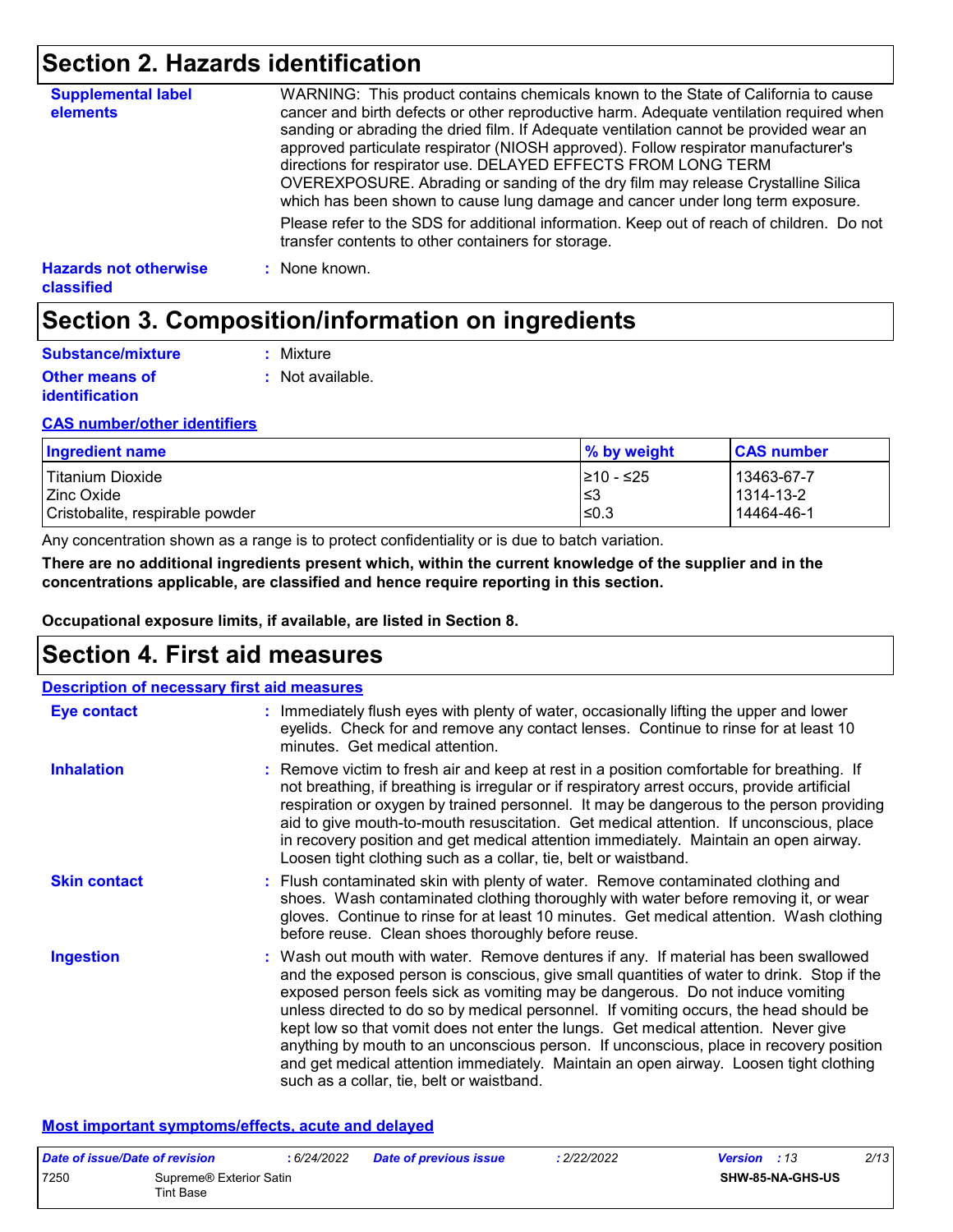## Section 2. Hazards identification

**Supplemental label elements**

WARNING: This product contains chemicals known to the State of California to cause cancer and birth defects or other reproductive harm. Adequate ventilation required when sanding or abrading the dried film. If Adequate ventilation cannot be provided wear an approved particulate respirator (NIOSH approved). Follow respirator manufacturer's directions for respirator use. DELAYED EFFECTS FROM LONG TERM OVEREXPOSURE. Abrading or sanding of the dry film may release Crystalline Silica which has been shown to cause lung damage and cancer under long term exposure.

Please refer to the SDS for additional information. Keep out of reach of children. Do not transfer contents to other containers for storage.

**Hazards not otherwise classified** : None known.

## Section 3. Composition/information on ingredients

**Substance/mixture** : Mixture

**Other means of identification** : Not available.

**CAS number/other identifiers**

| Ingredient name | % by weight | CAS number |
|---|---|---|
| Titanium Dioxide | ≥10 - ≤25 | 13463-67-7 |
| Zinc Oxide | ≤3 | 1314-13-2 |
| Cristobalite, respirable powder | ≤0.3 | 14464-46-1 |

Any concentration shown as a range is to protect confidentiality or is due to batch variation.

**There are no additional ingredients present which, within the current knowledge of the supplier and in the concentrations applicable, are classified and hence require reporting in this section.**

**Occupational exposure limits, if available, are listed in Section 8.**

## Section 4. First aid measures

**Description of necessary first aid measures**

**Eye contact** : Immediately flush eyes with plenty of water, occasionally lifting the upper and lower eyelids. Check for and remove any contact lenses. Continue to rinse for at least 10 minutes. Get medical attention.

**Inhalation** : Remove victim to fresh air and keep at rest in a position comfortable for breathing. If not breathing, if breathing is irregular or if respiratory arrest occurs, provide artificial respiration or oxygen by trained personnel. It may be dangerous to the person providing aid to give mouth-to-mouth resuscitation. Get medical attention. If unconscious, place in recovery position and get medical attention immediately. Maintain an open airway. Loosen tight clothing such as a collar, tie, belt or waistband.

**Skin contact** : Flush contaminated skin with plenty of water. Remove contaminated clothing and shoes. Wash contaminated clothing thoroughly with water before removing it, or wear gloves. Continue to rinse for at least 10 minutes. Get medical attention. Wash clothing before reuse. Clean shoes thoroughly before reuse.

**Ingestion** : Wash out mouth with water. Remove dentures if any. If material has been swallowed and the exposed person is conscious, give small quantities of water to drink. Stop if the exposed person feels sick as vomiting may be dangerous. Do not induce vomiting unless directed to do so by medical personnel. If vomiting occurs, the head should be kept low so that vomit does not enter the lungs. Get medical attention. Never give anything by mouth to an unconscious person. If unconscious, place in recovery position and get medical attention immediately. Maintain an open airway. Loosen tight clothing such as a collar, tie, belt or waistband.

**Most important symptoms/effects, acute and delayed**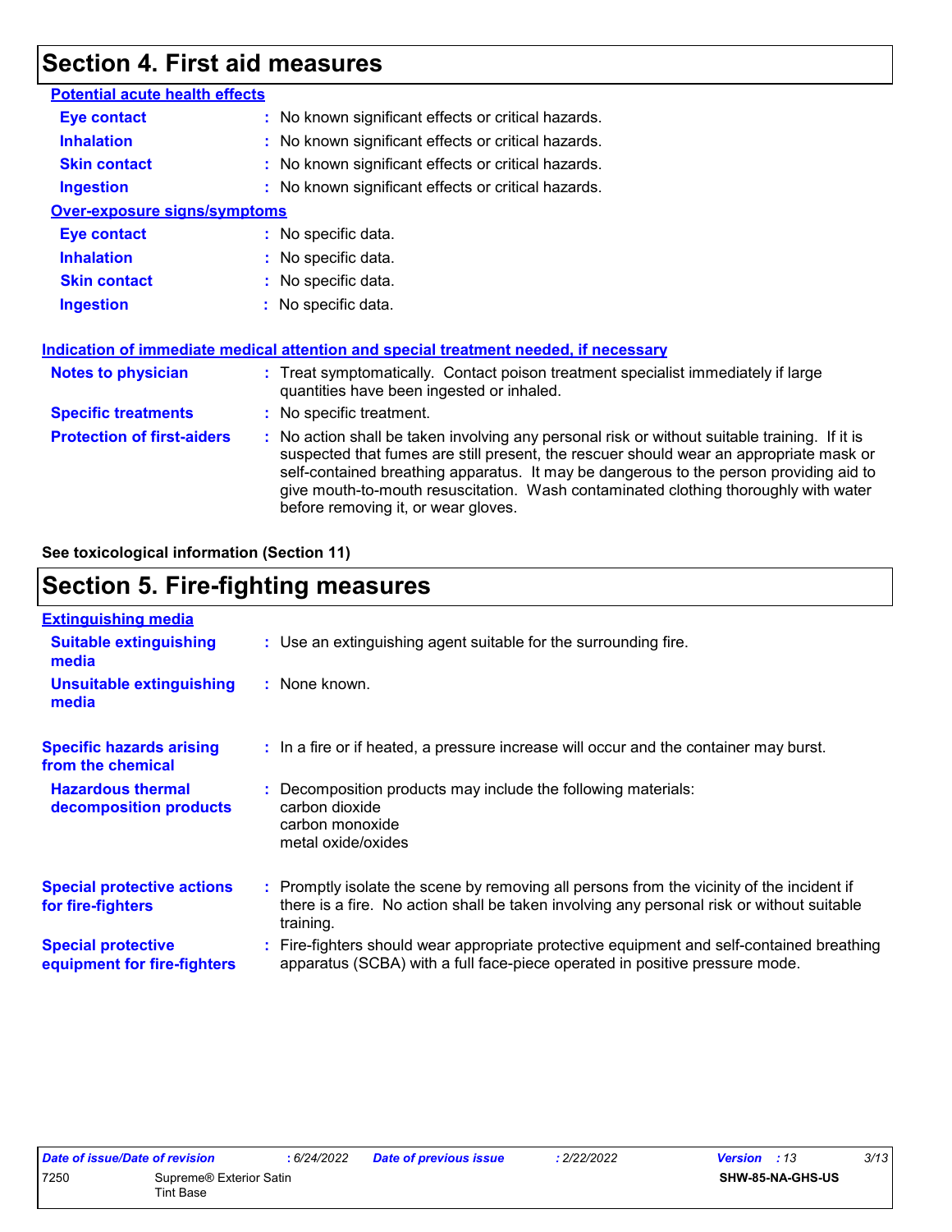## Section 4. First aid measures

**Potential acute health effects**

| | |
|---|---|
| **Eye contact** | : No known significant effects or critical hazards. |
| **Inhalation** | : No known significant effects or critical hazards. |
| **Skin contact** | : No known significant effects or critical hazards. |
| **Ingestion** | : No known significant effects or critical hazards. |

**Over-exposure signs/symptoms**

| | |
|---|---|
| **Eye contact** | : No specific data. |
| **Inhalation** | : No specific data. |
| **Skin contact** | : No specific data. |
| **Ingestion** | : No specific data. |

**Indication of immediate medical attention and special treatment needed, if necessary**

| | |
|---|---|
| **Notes to physician** | : Treat symptomatically. Contact poison treatment specialist immediately if large quantities have been ingested or inhaled. |
| **Specific treatments** | : No specific treatment. |
| **Protection of first-aiders** | : No action shall be taken involving any personal risk or without suitable training. If it is suspected that fumes are still present, the rescuer should wear an appropriate mask or self-contained breathing apparatus. It may be dangerous to the person providing aid to give mouth-to-mouth resuscitation. Wash contaminated clothing thoroughly with water before removing it, or wear gloves. |

**See toxicological information (Section 11)**

## Section 5. Fire-fighting measures

**Extinguishing media**

| | |
|---|---|
| **Suitable extinguishing media** | : Use an extinguishing agent suitable for the surrounding fire. |
| **Unsuitable extinguishing media** | : None known. |
| **Specific hazards arising from the chemical** | : In a fire or if heated, a pressure increase will occur and the container may burst. |
| **Hazardous thermal decomposition products** | : Decomposition products may include the following materials: carbon dioxide, carbon monoxide, metal oxide/oxides |
| **Special protective actions for fire-fighters** | : Promptly isolate the scene by removing all persons from the vicinity of the incident if there is a fire. No action shall be taken involving any personal risk or without suitable training. |
| **Special protective equipment for fire-fighters** | : Fire-fighters should wear appropriate protective equipment and self-contained breathing apparatus (SCBA) with a full face-piece operated in positive pressure mode. |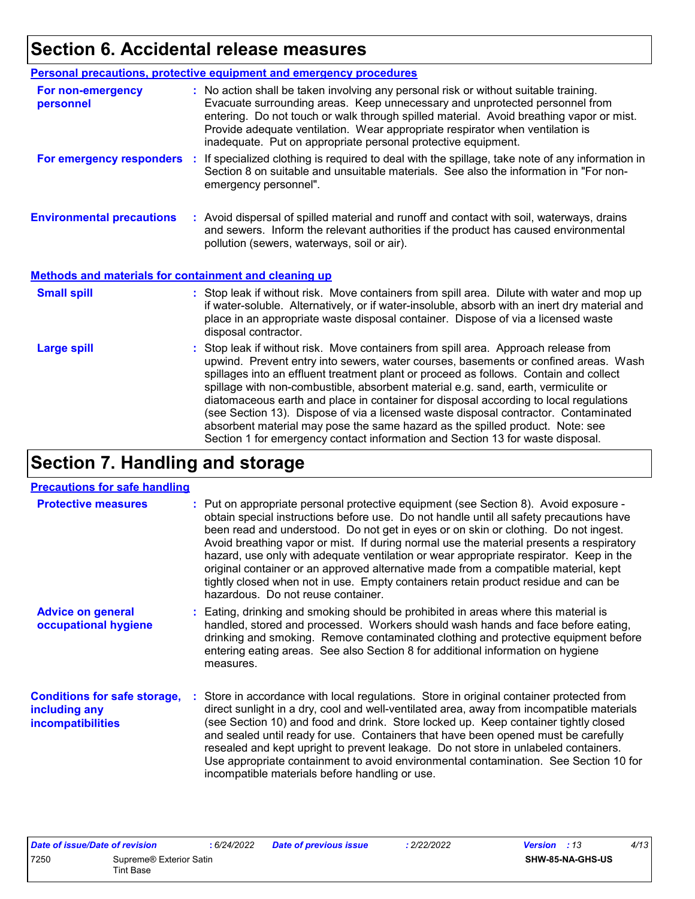# Section 6. Accidental release measures

## Personal precautions, protective equipment and emergency procedures

**For non-emergency personnel** : No action shall be taken involving any personal risk or without suitable training. Evacuate surrounding areas. Keep unnecessary and unprotected personnel from entering. Do not touch or walk through spilled material. Avoid breathing vapor or mist. Provide adequate ventilation. Wear appropriate respirator when ventilation is inadequate. Put on appropriate personal protective equipment.

**For emergency responders** : If specialized clothing is required to deal with the spillage, take note of any information in Section 8 on suitable and unsuitable materials. See also the information in "For non-emergency personnel".

**Environmental precautions** : Avoid dispersal of spilled material and runoff and contact with soil, waterways, drains and sewers. Inform the relevant authorities if the product has caused environmental pollution (sewers, waterways, soil or air).

## Methods and materials for containment and cleaning up

**Small spill** : Stop leak if without risk. Move containers from spill area. Dilute with water and mop up if water-soluble. Alternatively, or if water-insoluble, absorb with an inert dry material and place in an appropriate waste disposal container. Dispose of via a licensed waste disposal contractor.

**Large spill** : Stop leak if without risk. Move containers from spill area. Approach release from upwind. Prevent entry into sewers, water courses, basements or confined areas. Wash spillages into an effluent treatment plant or proceed as follows. Contain and collect spillage with non-combustible, absorbent material e.g. sand, earth, vermiculite or diatomaceous earth and place in container for disposal according to local regulations (see Section 13). Dispose of via a licensed waste disposal contractor. Contaminated absorbent material may pose the same hazard as the spilled product. Note: see Section 1 for emergency contact information and Section 13 for waste disposal.

# Section 7. Handling and storage

## Precautions for safe handling

**Protective measures** : Put on appropriate personal protective equipment (see Section 8). Avoid exposure - obtain special instructions before use. Do not handle until all safety precautions have been read and understood. Do not get in eyes or on skin or clothing. Do not ingest. Avoid breathing vapor or mist. If during normal use the material presents a respiratory hazard, use only with adequate ventilation or wear appropriate respirator. Keep in the original container or an approved alternative made from a compatible material, kept tightly closed when not in use. Empty containers retain product residue and can be hazardous. Do not reuse container.

**Advice on general occupational hygiene** : Eating, drinking and smoking should be prohibited in areas where this material is handled, stored and processed. Workers should wash hands and face before eating, drinking and smoking. Remove contaminated clothing and protective equipment before entering eating areas. See also Section 8 for additional information on hygiene measures.

**Conditions for safe storage, including any incompatibilities** : Store in accordance with local regulations. Store in original container protected from direct sunlight in a dry, cool and well-ventilated area, away from incompatible materials (see Section 10) and food and drink. Store locked up. Keep container tightly closed and sealed until ready for use. Containers that have been opened must be carefully resealed and kept upright to prevent leakage. Do not store in unlabeled containers. Use appropriate containment to avoid environmental contamination. See Section 10 for incompatible materials before handling or use.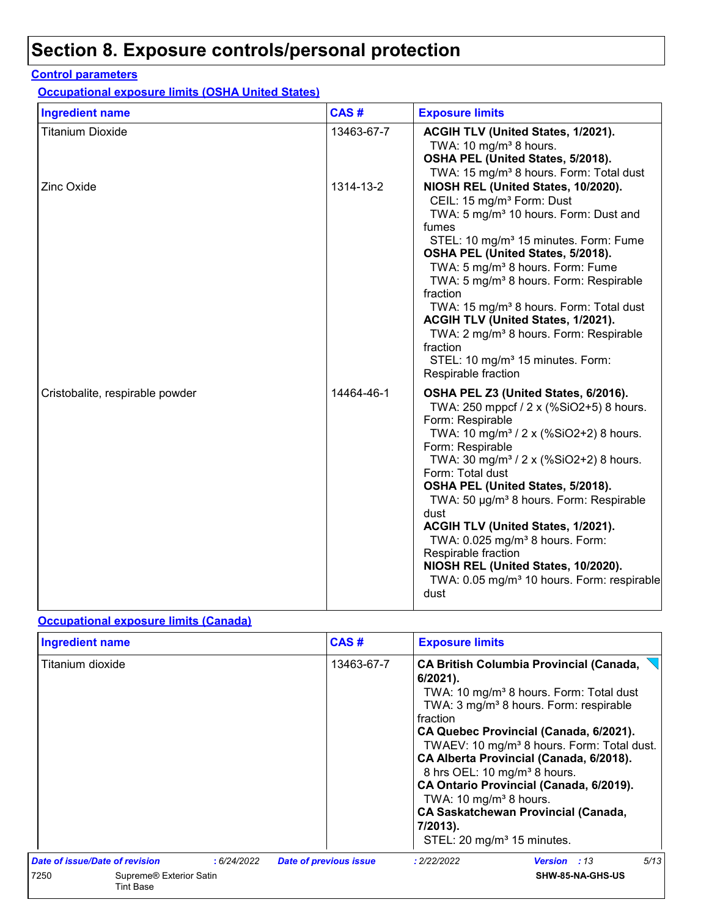# Section 8. Exposure controls/personal protection

## Control parameters

### Occupational exposure limits (OSHA United States)

| Ingredient name | CAS # | Exposure limits |
|---|---|---|
| Titanium Dioxide | 13463-67-7 | **ACGIH TLV (United States, 1/2021).**<br>TWA: 10 mg/m³ 8 hours.<br>**OSHA PEL (United States, 5/2018).**<br>TWA: 15 mg/m³ 8 hours. Form: Total dust |
| Zinc Oxide | 1314-13-2 | **NIOSH REL (United States, 10/2020).**<br>CEIL: 15 mg/m³ Form: Dust<br>TWA: 5 mg/m³ 10 hours. Form: Dust and fumes<br>STEL: 10 mg/m³ 15 minutes. Form: Fume<br>**OSHA PEL (United States, 5/2018).**<br>TWA: 5 mg/m³ 8 hours. Form: Fume<br>TWA: 5 mg/m³ 8 hours. Form: Respirable fraction<br>TWA: 15 mg/m³ 8 hours. Form: Total dust<br>**ACGIH TLV (United States, 1/2021).**<br>TWA: 2 mg/m³ 8 hours. Form: Respirable fraction<br>STEL: 10 mg/m³ 15 minutes. Form: Respirable fraction |
| Cristobalite, respirable powder | 14464-46-1 | **OSHA PEL Z3 (United States, 6/2016).**<br>TWA: 250 mppcf / 2 x (%SiO2+5) 8 hours. Form: Respirable<br>TWA: 10 mg/m³ / 2 x (%SiO2+2) 8 hours. Form: Respirable<br>TWA: 30 mg/m³ / 2 x (%SiO2+2) 8 hours. Form: Total dust<br>**OSHA PEL (United States, 5/2018).**<br>TWA: 50 µg/m³ 8 hours. Form: Respirable dust<br>**ACGIH TLV (United States, 1/2021).**<br>TWA: 0.025 mg/m³ 8 hours. Form: Respirable fraction<br>**NIOSH REL (United States, 10/2020).**<br>TWA: 0.05 mg/m³ 10 hours. Form: respirable dust |

### Occupational exposure limits (Canada)

| Ingredient name | CAS # | Exposure limits |
|---|---|---|
| Titanium dioxide | 13463-67-7 | **CA British Columbia Provincial (Canada, 6/2021).**<br>TWA: 10 mg/m³ 8 hours. Form: Total dust<br>TWA: 3 mg/m³ 8 hours. Form: respirable fraction<br>**CA Quebec Provincial (Canada, 6/2021).**<br>TWAEV: 10 mg/m³ 8 hours. Form: Total dust.<br>**CA Alberta Provincial (Canada, 6/2018).**<br>8 hrs OEL: 10 mg/m³ 8 hours.<br>**CA Ontario Provincial (Canada, 6/2019).**<br>TWA: 10 mg/m³ 8 hours.<br>**CA Saskatchewan Provincial (Canada, 7/2013).**<br>STEL: 20 mg/m³ 15 minutes. |

| Date of issue/Date of revision | : 6/24/2022 | Date of previous issue | : 2/22/2022 | Version | : 13 |
|---|---|---|---|---|---|
| 7250 | Supreme® Exterior Satin Tint Base | | | SHW-85-NA-GHS-US | |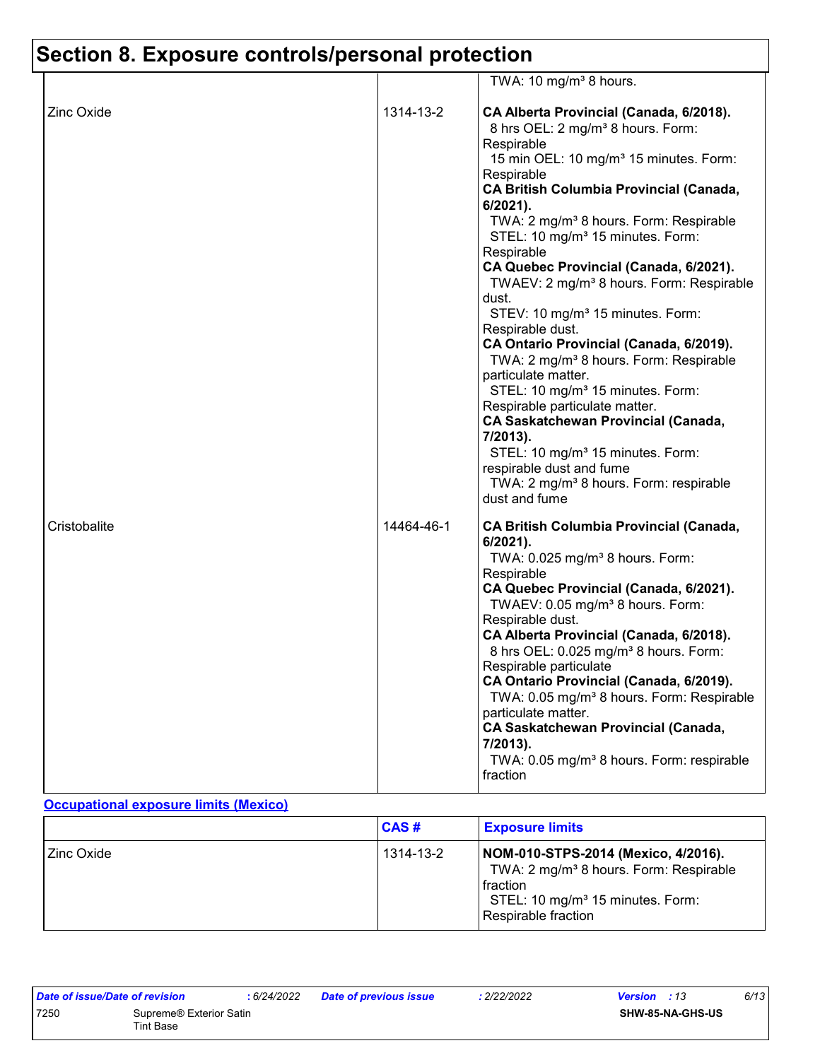# Section 8. Exposure controls/personal protection

| | | |
|---|---|---|
| | | TWA: 10 mg/m³ 8 hours. |
| Zinc Oxide | 1314-13-2 | **CA Alberta Provincial (Canada, 6/2018).**<br>8 hrs OEL: 2 mg/m³ 8 hours. Form: Respirable<br>15 min OEL: 10 mg/m³ 15 minutes. Form: Respirable<br>**CA British Columbia Provincial (Canada, 6/2021).**<br>TWA: 2 mg/m³ 8 hours. Form: Respirable<br>STEL: 10 mg/m³ 15 minutes. Form: Respirable<br>**CA Quebec Provincial (Canada, 6/2021).**<br>TWAEV: 2 mg/m³ 8 hours. Form: Respirable dust.<br>STEV: 10 mg/m³ 15 minutes. Form: Respirable dust.<br>**CA Ontario Provincial (Canada, 6/2019).**<br>TWA: 2 mg/m³ 8 hours. Form: Respirable particulate matter.<br>STEL: 10 mg/m³ 15 minutes. Form: Respirable particulate matter.<br>**CA Saskatchewan Provincial (Canada, 7/2013).**<br>STEL: 10 mg/m³ 15 minutes. Form: respirable dust and fume<br>TWA: 2 mg/m³ 8 hours. Form: respirable dust and fume |
| Cristobalite | 14464-46-1 | **CA British Columbia Provincial (Canada, 6/2021).**<br>TWA: 0.025 mg/m³ 8 hours. Form: Respirable<br>**CA Quebec Provincial (Canada, 6/2021).**<br>TWAEV: 0.05 mg/m³ 8 hours. Form: Respirable dust.<br>**CA Alberta Provincial (Canada, 6/2018).**<br>8 hrs OEL: 0.025 mg/m³ 8 hours. Form: Respirable particulate<br>**CA Ontario Provincial (Canada, 6/2019).**<br>TWA: 0.05 mg/m³ 8 hours. Form: Respirable particulate matter.<br>**CA Saskatchewan Provincial (Canada, 7/2013).**<br>TWA: 0.05 mg/m³ 8 hours. Form: respirable fraction |

**Occupational exposure limits (Mexico)**

| | CAS # | Exposure limits |
|---|---|---|
| Zinc Oxide | 1314-13-2 | **NOM-010-STPS-2014 (Mexico, 4/2016).**<br>TWA: 2 mg/m³ 8 hours. Form: Respirable fraction<br>STEL: 10 mg/m³ 15 minutes. Form: Respirable fraction |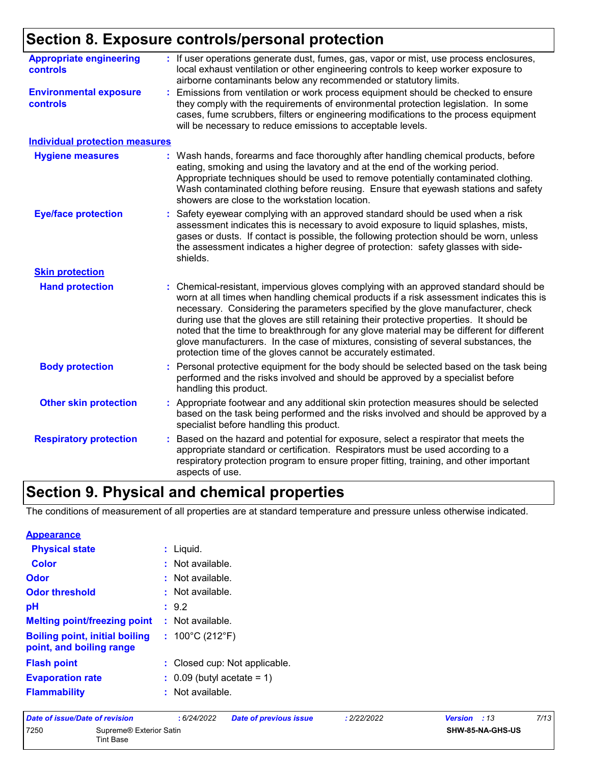## Section 8. Exposure controls/personal protection

**Appropriate engineering controls** : If user operations generate dust, fumes, gas, vapor or mist, use process enclosures, local exhaust ventilation or other engineering controls to keep worker exposure to airborne contaminants below any recommended or statutory limits.

**Environmental exposure controls** : Emissions from ventilation or work process equipment should be checked to ensure they comply with the requirements of environmental protection legislation. In some cases, fume scrubbers, filters or engineering modifications to the process equipment will be necessary to reduce emissions to acceptable levels.

### Individual protection measures

**Hygiene measures** : Wash hands, forearms and face thoroughly after handling chemical products, before eating, smoking and using the lavatory and at the end of the working period. Appropriate techniques should be used to remove potentially contaminated clothing. Wash contaminated clothing before reusing. Ensure that eyewash stations and safety showers are close to the workstation location.

**Eye/face protection** : Safety eyewear complying with an approved standard should be used when a risk assessment indicates this is necessary to avoid exposure to liquid splashes, mists, gases or dusts. If contact is possible, the following protection should be worn, unless the assessment indicates a higher degree of protection: safety glasses with side-shields.

#### Skin protection

**Hand protection** : Chemical-resistant, impervious gloves complying with an approved standard should be worn at all times when handling chemical products if a risk assessment indicates this is necessary. Considering the parameters specified by the glove manufacturer, check during use that the gloves are still retaining their protective properties. It should be noted that the time to breakthrough for any glove material may be different for different glove manufacturers. In the case of mixtures, consisting of several substances, the protection time of the gloves cannot be accurately estimated.

**Body protection** : Personal protective equipment for the body should be selected based on the task being performed and the risks involved and should be approved by a specialist before handling this product.

**Other skin protection** : Appropriate footwear and any additional skin protection measures should be selected based on the task being performed and the risks involved and should be approved by a specialist before handling this product.

**Respiratory protection** : Based on the hazard and potential for exposure, select a respirator that meets the appropriate standard or certification. Respirators must be used according to a respiratory protection program to ensure proper fitting, training, and other important aspects of use.

## Section 9. Physical and chemical properties

The conditions of measurement of all properties are at standard temperature and pressure unless otherwise indicated.

### Appearance

**Physical state** : Liquid.

**Color** : Not available.

**Odor** : Not available.

**Odor threshold** : Not available.

**pH** : 9.2

**Melting point/freezing point** : Not available.

**Boiling point, initial boiling point, and boiling range** : 100°C (212°F)

**Flash point** : Closed cup: Not applicable.

**Evaporation rate** : 0.09 (butyl acetate = 1)

**Flammability** : Not available.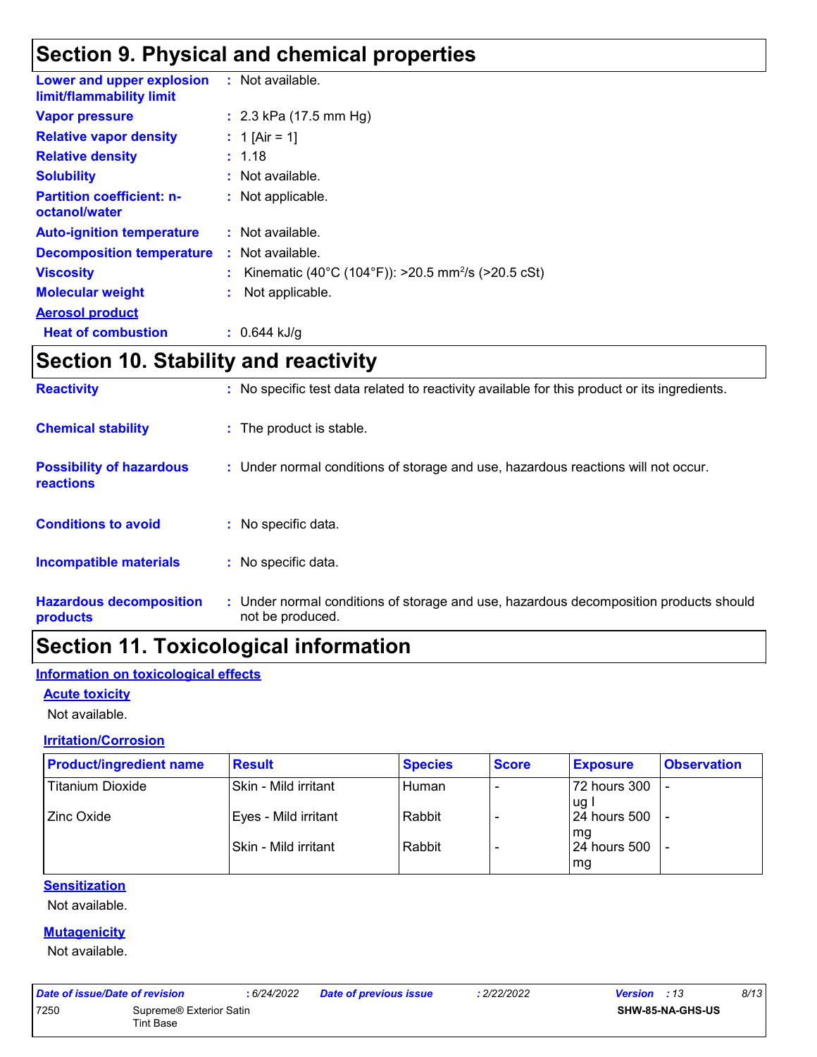## Section 9. Physical and chemical properties

| | |
|---|---|
| **Lower and upper explosion limit/flammability limit** | : Not available. |
| **Vapor pressure** | : 2.3 kPa (17.5 mm Hg) |
| **Relative vapor density** | : 1 [Air = 1] |
| **Relative density** | : 1.18 |
| **Solubility** | : Not available. |
| **Partition coefficient: n-octanol/water** | : Not applicable. |
| **Auto-ignition temperature** | : Not available. |
| **Decomposition temperature** | : Not available. |
| **Viscosity** | : Kinematic (40°C (104°F)): >20.5 $mm^2/s$ (>20.5 cSt) |
| **Molecular weight** | : Not applicable. |
| **Aerosol product** | |
| **Heat of combustion** | : 0.644 kJ/g |

## Section 10. Stability and reactivity

| | |
|---|---|
| **Reactivity** | : No specific test data related to reactivity available for this product or its ingredients. |
| **Chemical stability** | : The product is stable. |
| **Possibility of hazardous reactions** | : Under normal conditions of storage and use, hazardous reactions will not occur. |
| **Conditions to avoid** | : No specific data. |
| **Incompatible materials** | : No specific data. |
| **Hazardous decomposition products** | : Under normal conditions of storage and use, hazardous decomposition products should not be produced. |

## Section 11. Toxicological information

### Information on toxicological effects

#### Acute toxicity

Not available.

#### Irritation/Corrosion

| Product/ingredient name | Result | Species | Score | Exposure | Observation |
|---|---|---|---|---|---|
| Titanium Dioxide | Skin - Mild irritant | Human | - | 72 hours 300 ug I | - |
| Zinc Oxide | Eyes - Mild irritant | Rabbit | - | 24 hours 500 mg | - |
| | Skin - Mild irritant | Rabbit | - | 24 hours 500 mg | - |

#### Sensitization

Not available.

#### Mutagenicity

Not available.

| Date of issue/Date of revision | : 6/24/2022 | Date of previous issue | : 2/22/2022 | Version : 13 |
|---|---|---|---|---|
| 7250 | Supreme® Exterior Satin Tint Base | | | SHW-85-NA-GHS-US |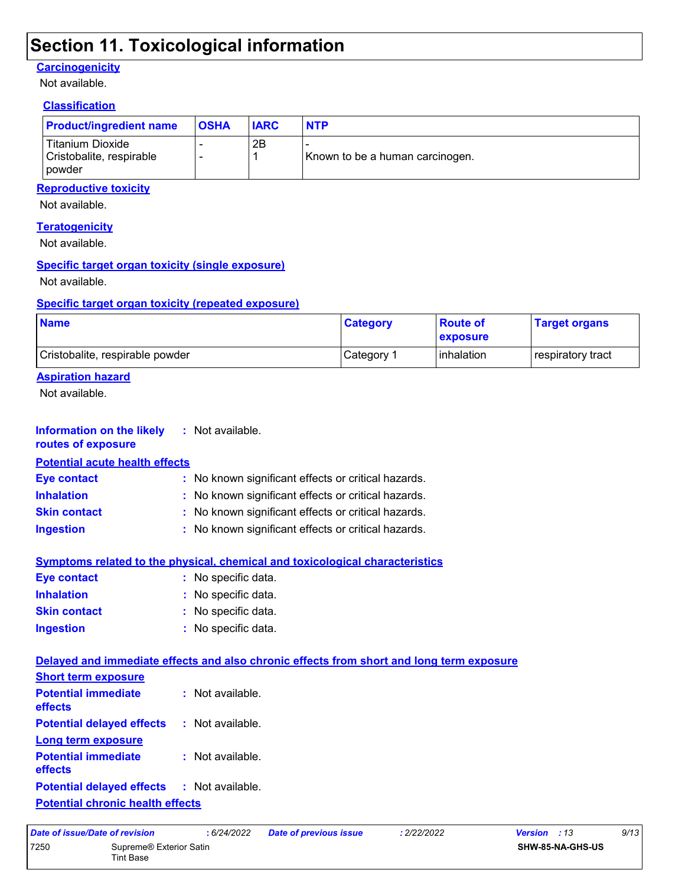# Section 11. Toxicological information

### Carcinogenicity

Not available.

### Classification

| Product/ingredient name | OSHA | IARC | NTP |
|---|---|---|---|
| Titanium Dioxide | - | 2B | - |
| Cristobalite, respirable powder | - | 1 | Known to be a human carcinogen. |

### Reproductive toxicity

Not available.

### Teratogenicity

Not available.

### Specific target organ toxicity (single exposure)

Not available.

### Specific target organ toxicity (repeated exposure)

| Name | Category | Route of exposure | Target organs |
|---|---|---|---|
| Cristobalite, respirable powder | Category 1 | inhalation | respiratory tract |

### Aspiration hazard

Not available.

**Information on the likely routes of exposure** : Not available.

### Potential acute health effects

**Eye contact** : No known significant effects or critical hazards.

**Inhalation** : No known significant effects or critical hazards.

**Skin contact** : No known significant effects or critical hazards.

**Ingestion** : No known significant effects or critical hazards.

### Symptoms related to the physical, chemical and toxicological characteristics

**Eye contact** : No specific data.

**Inhalation** : No specific data.

**Skin contact** : No specific data.

**Ingestion** : No specific data.

### Delayed and immediate effects and also chronic effects from short and long term exposure

### Short term exposure

**Potential immediate effects** : Not available.

**Potential delayed effects** : Not available.

### Long term exposure

**Potential immediate effects** : Not available.

**Potential delayed effects** : Not available.

### Potential chronic health effects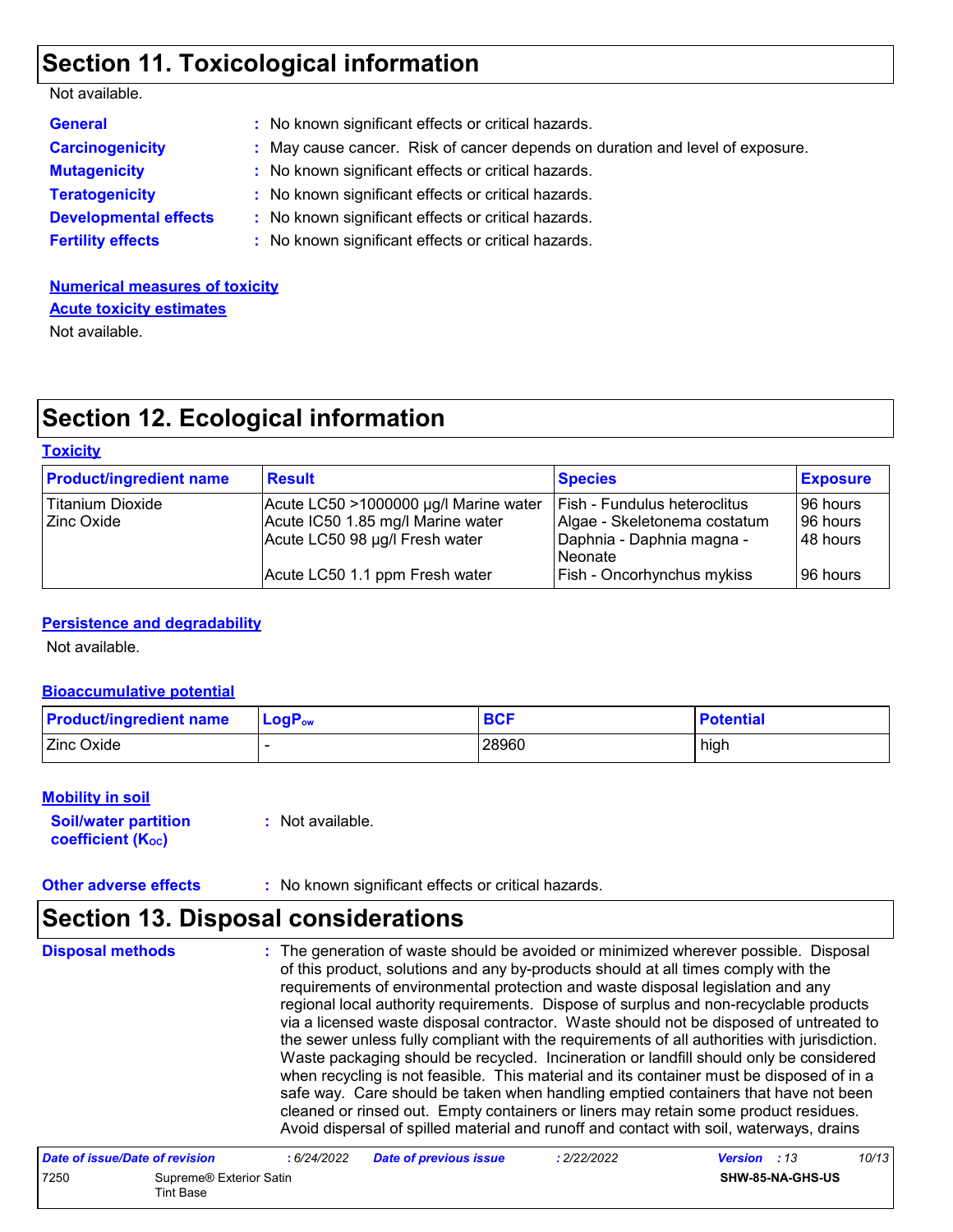## Section 11. Toxicological information

Not available.

**General** : No known significant effects or critical hazards.

**Carcinogenicity** : May cause cancer. Risk of cancer depends on duration and level of exposure.

**Mutagenicity** : No known significant effects or critical hazards.

**Teratogenicity** : No known significant effects or critical hazards.

**Developmental effects** : No known significant effects or critical hazards.

**Fertility effects** : No known significant effects or critical hazards.

**Numerical measures of toxicity**

**Acute toxicity estimates**

Not available.

## Section 12. Ecological information

**Toxicity**

| Product/ingredient name | Result | Species | Exposure |
|---|---|---|---|
| Titanium Dioxide | Acute LC50 >1000000 µg/l Marine water | Fish - Fundulus heteroclitus | 96 hours |
| Zinc Oxide | Acute IC50 1.85 mg/l Marine water | Algae - Skeletonema costatum | 96 hours |
| | Acute LC50 98 µg/l Fresh water | Daphnia - Daphnia magna - Neonate | 48 hours |
| | Acute LC50 1.1 ppm Fresh water | Fish - Oncorhynchus mykiss | 96 hours |

**Persistence and degradability**

Not available.

**Bioaccumulative potential**

| Product/ingredient name | $LogP_{ow}$ | BCF | Potential |
|---|---|---|---|
| Zinc Oxide | - | 28960 | high |

**Mobility in soil**

**Soil/water partition coefficient ($K_{OC}$)** : Not available.

**Other adverse effects** : No known significant effects or critical hazards.

## Section 13. Disposal considerations

**Disposal methods** : The generation of waste should be avoided or minimized wherever possible. Disposal of this product, solutions and any by-products should at all times comply with the requirements of environmental protection and waste disposal legislation and any regional local authority requirements. Dispose of surplus and non-recyclable products via a licensed waste disposal contractor. Waste should not be disposed of untreated to the sewer unless fully compliant with the requirements of all authorities with jurisdiction. Waste packaging should be recycled. Incineration or landfill should only be considered when recycling is not feasible. This material and its container must be disposed of in a safe way. Care should be taken when handling emptied containers that have not been cleaned or rinsed out. Empty containers or liners may retain some product residues. Avoid dispersal of spilled material and runoff and contact with soil, waterways, drains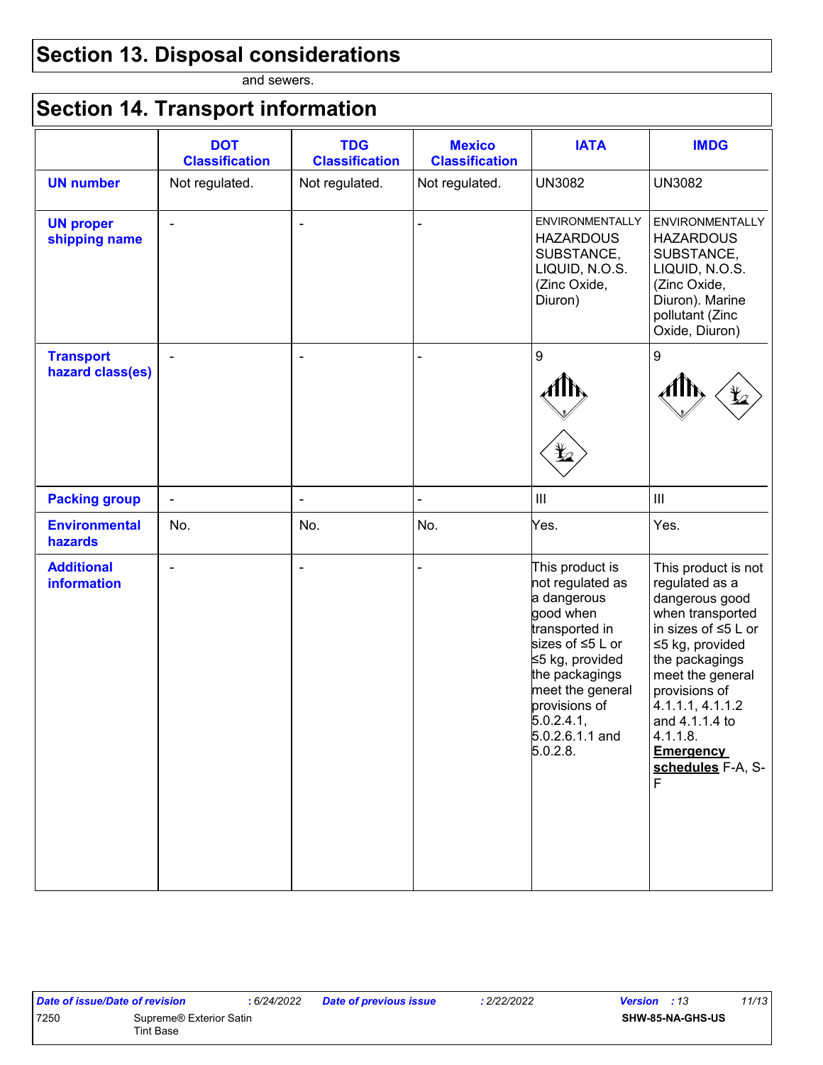## Section 13. Disposal considerations

and sewers.

## Section 14. Transport information

| | DOT Classification | TDG Classification | Mexico Classification | IATA | IMDG |
|---|---|---|---|---|---|
| **UN number** | Not regulated. | Not regulated. | Not regulated. | UN3082 | UN3082 |
| **UN proper shipping name** | - | - | - | ENVIRONMENTALLY HAZARDOUS SUBSTANCE, LIQUID, N.O.S. (Zinc Oxide, Diuron) | ENVIRONMENTALLY HAZARDOUS SUBSTANCE, LIQUID, N.O.S. (Zinc Oxide, Diuron). Marine pollutant (Zinc Oxide, Diuron) |
| **Transport hazard class(es)** | - | - | - | 9 | 9 |
| **Packing group** | - | - | - | III | III |
| **Environmental hazards** | No. | No. | No. | Yes. | Yes. |
| **Additional information** | - | - | - | This product is not regulated as a dangerous good when transported in sizes of ≤5 L or ≤5 kg, provided the packagings meet the general provisions of 5.0.2.4.1, 5.0.2.6.1.1 and 5.0.2.8. | This product is not regulated as a dangerous good when transported in sizes of ≤5 L or ≤5 kg, provided the packagings meet the general provisions of 4.1.1.1, 4.1.1.2 and 4.1.1.4 to 4.1.1.8. **Emergency schedules** F-A, S-F |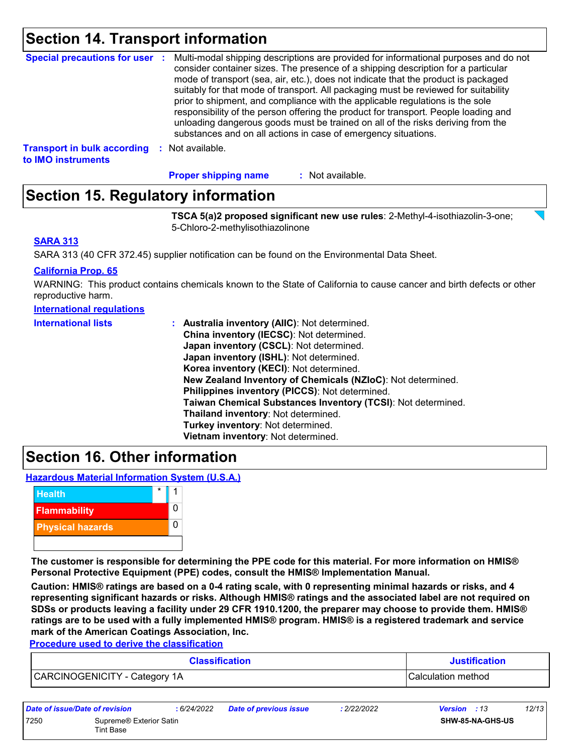## Section 14. Transport information

**Special precautions for user** : Multi-modal shipping descriptions are provided for informational purposes and do not consider container sizes. The presence of a shipping description for a particular mode of transport (sea, air, etc.), does not indicate that the product is packaged suitably for that mode of transport. All packaging must be reviewed for suitability prior to shipment, and compliance with the applicable regulations is the sole responsibility of the person offering the product for transport. People loading and unloading dangerous goods must be trained on all of the risks deriving from the substances and on all actions in case of emergency situations.

**Transport in bulk according to IMO instruments** : Not available.

**Proper shipping name** : Not available.

## Section 15. Regulatory information

**TSCA 5(a)2 proposed significant new use rules**: 2-Methyl-4-isothiazolin-3-one; 5-Chloro-2-methylisothiazolinone

**SARA 313**

SARA 313 (40 CFR 372.45) supplier notification can be found on the Environmental Data Sheet.

**California Prop. 65**

WARNING: This product contains chemicals known to the State of California to cause cancer and birth defects or other reproductive harm.

**International regulations**

**International lists** :
- **Australia inventory (AIIC)**: Not determined.
- **China inventory (IECSC)**: Not determined.
- **Japan inventory (CSCL)**: Not determined.
- **Japan inventory (ISHL)**: Not determined.
- **Korea inventory (KECI)**: Not determined.
- **New Zealand Inventory of Chemicals (NZIoC)**: Not determined.
- **Philippines inventory (PICCS)**: Not determined.
- **Taiwan Chemical Substances Inventory (TCSI)**: Not determined.
- **Thailand inventory**: Not determined.
- **Turkey inventory**: Not determined.
- **Vietnam inventory**: Not determined.

## Section 16. Other information

**Hazardous Material Information System (U.S.A.)**

| | | |
|---|---|---|
| Health | * | 1 |
| Flammability | | 0 |
| Physical hazards | | 0 |

**The customer is responsible for determining the PPE code for this material. For more information on HMIS® Personal Protective Equipment (PPE) codes, consult the HMIS® Implementation Manual.**

**Caution: HMIS® ratings are based on a 0-4 rating scale, with 0 representing minimal hazards or risks, and 4 representing significant hazards or risks. Although HMIS® ratings and the associated label are not required on SDSs or products leaving a facility under 29 CFR 1910.1200, the preparer may choose to provide them. HMIS® ratings are to be used with a fully implemented HMIS® program. HMIS® is a registered trademark and service mark of the American Coatings Association, Inc.**

**Procedure used to derive the classification**

| Classification | Justification |
|---|---|
| CARCINOGENICITY - Category 1A | Calculation method |

| *Date of issue/Date of revision* | : 6/24/2022 | *Date of previous issue* | : 2/22/2022 | *Version* : 13 |
|---|---|---|---|---|
| 7250 | Supreme® Exterior Satin Tint Base | | | SHW-85-NA-GHS-US |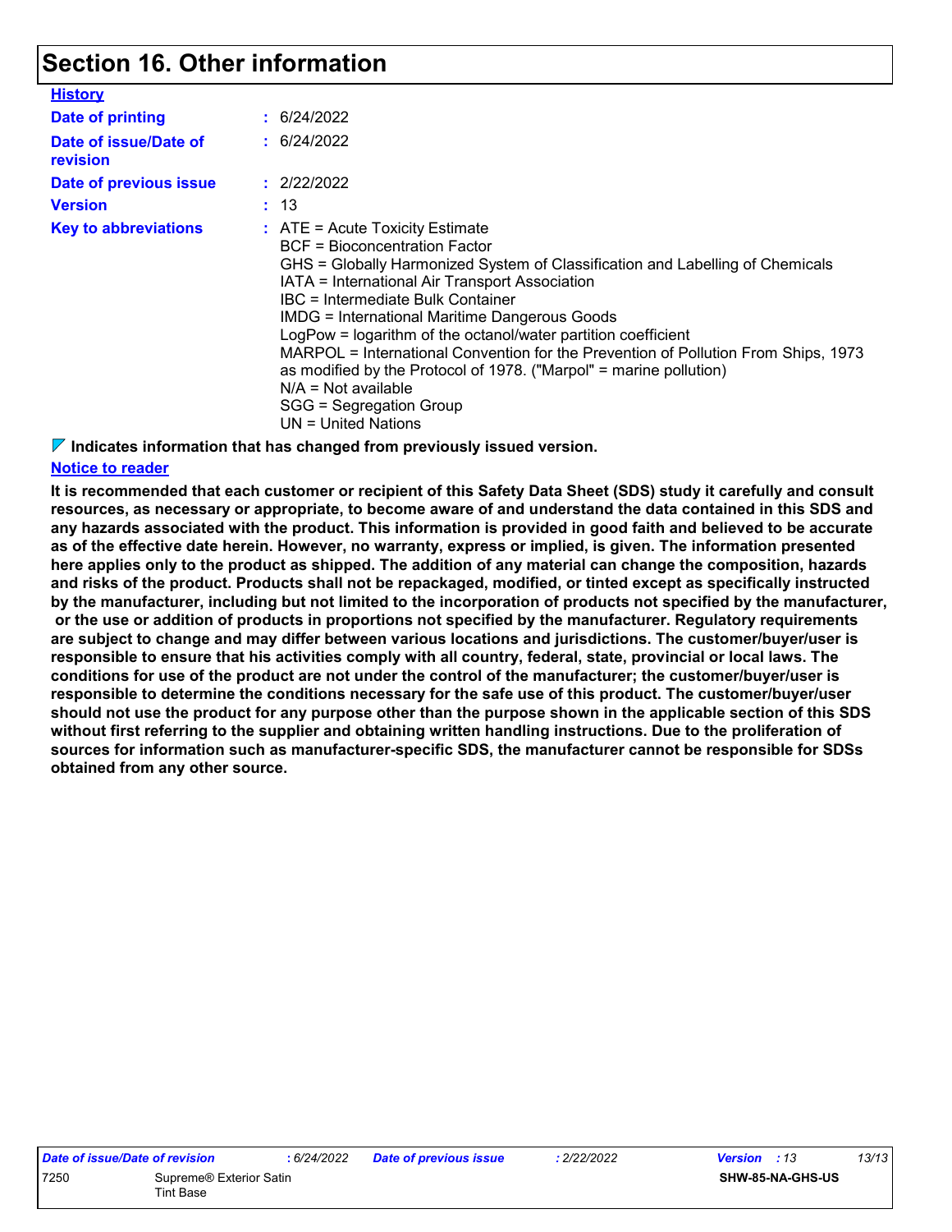# Section 16. Other information

**History**

| | |
|---|---|
| **Date of printing** | : 6/24/2022 |
| **Date of issue/Date of revision** | : 6/24/2022 |
| **Date of previous issue** | : 2/22/2022 |
| **Version** | : 13 |
| **Key to abbreviations** | : ATE = Acute Toxicity Estimate<br>BCF = Bioconcentration Factor<br>GHS = Globally Harmonized System of Classification and Labelling of Chemicals<br>IATA = International Air Transport Association<br>IBC = Intermediate Bulk Container<br>IMDG = International Maritime Dangerous Goods<br>LogPow = logarithm of the octanol/water partition coefficient<br>MARPOL = International Convention for the Prevention of Pollution From Ships, 1973 as modified by the Protocol of 1978. ("Marpol" = marine pollution)<br>N/A = Not available<br>SGG = Segregation Group<br>UN = United Nations |

**Indicates information that has changed from previously issued version.**

**Notice to reader**

**It is recommended that each customer or recipient of this Safety Data Sheet (SDS) study it carefully and consult resources, as necessary or appropriate, to become aware of and understand the data contained in this SDS and any hazards associated with the product. This information is provided in good faith and believed to be accurate as of the effective date herein. However, no warranty, express or implied, is given. The information presented here applies only to the product as shipped. The addition of any material can change the composition, hazards and risks of the product. Products shall not be repackaged, modified, or tinted except as specifically instructed by the manufacturer, including but not limited to the incorporation of products not specified by the manufacturer, or the use or addition of products in proportions not specified by the manufacturer. Regulatory requirements are subject to change and may differ between various locations and jurisdictions. The customer/buyer/user is responsible to ensure that his activities comply with all country, federal, state, provincial or local laws. The conditions for use of the product are not under the control of the manufacturer; the customer/buyer/user is responsible to determine the conditions necessary for the safe use of this product. The customer/buyer/user should not use the product for any purpose other than the purpose shown in the applicable section of this SDS without first referring to the supplier and obtaining written handling instructions. Due to the proliferation of sources for information such as manufacturer-specific SDS, the manufacturer cannot be responsible for SDSs obtained from any other source.**